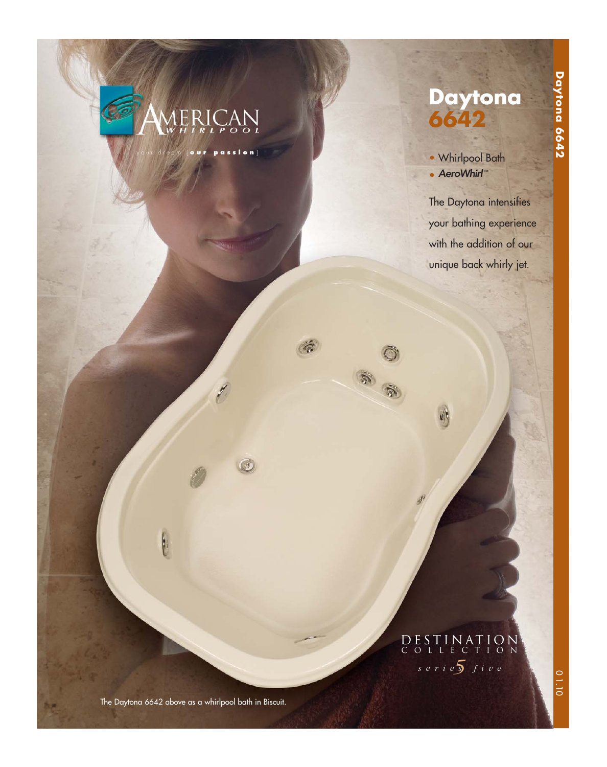AMERICAN WHIRLPOOL

your dream [our passion]

# Daytona 6642

- Whirlpool Bath
- *AeroWhirl™*

The Daytona intensifies your bathing experience with the addition of our unique back whirly jet.

DESTINATION COLLECTION

*series 5 five*

The Daytona 6642 above as a whirlpool bath in Biscuit.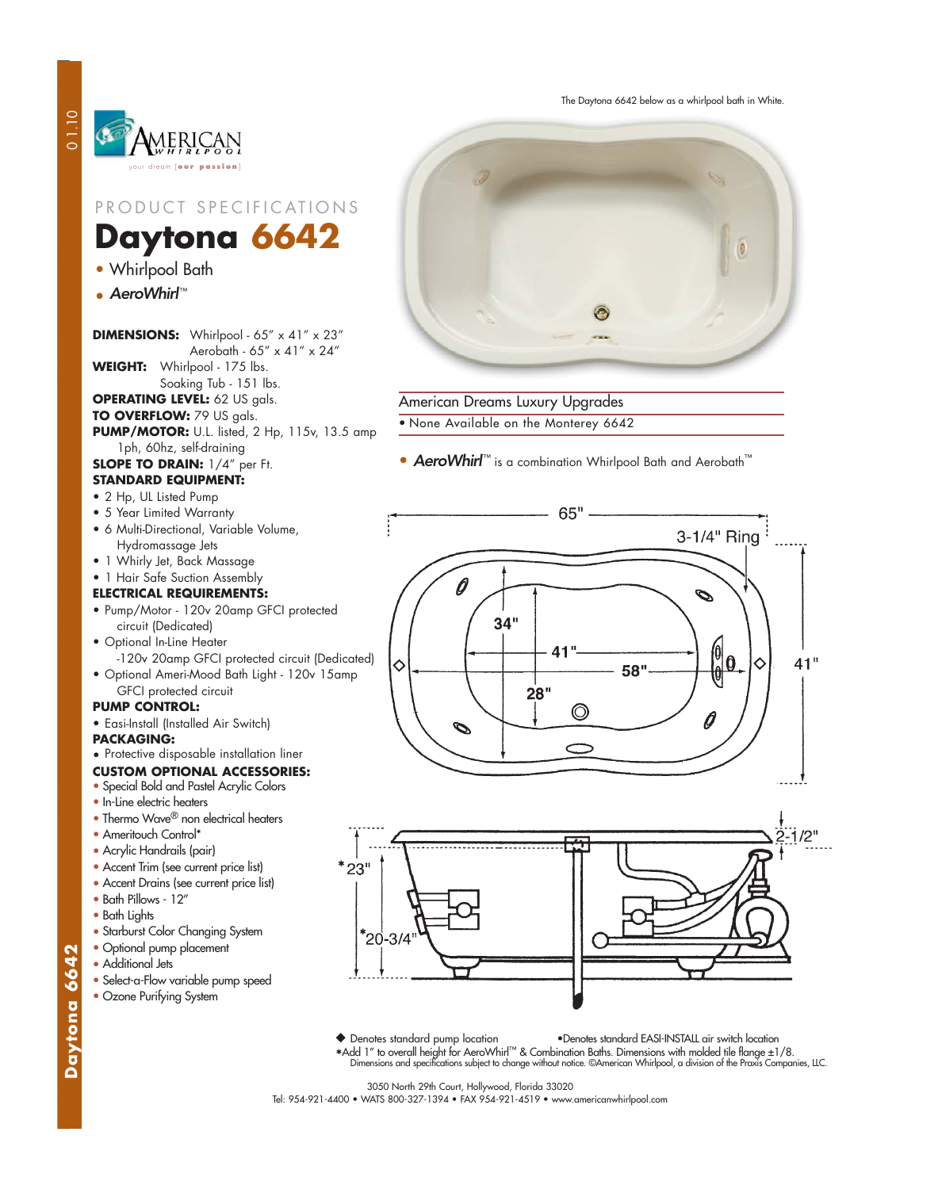AMERICAN WHIRLPOOL

your dream [our passion]

PRODUCT SPECIFICATIONS

# Daytona 6642

- Whirlpool Bath
- *AeroWhirl*™

**DIMENSIONS:** Whirlpool - 65" x 41" x 23"
Aerobath - 65" x 41" x 24"

**WEIGHT:** Whirlpool - 175 lbs.
Soaking Tub - 151 lbs.

**OPERATING LEVEL:** 62 US gals.

**TO OVERFLOW:** 79 US gals.

**PUMP/MOTOR:** U.L. listed, 2 Hp, 115v, 13.5 amp 1ph, 60hz, self-draining

**SLOPE TO DRAIN:** 1/4" per Ft.

**STANDARD EQUIPMENT:**

- 2 Hp, UL Listed Pump
- 5 Year Limited Warranty
- 6 Multi-Directional, Variable Volume, Hydromassage Jets
- 1 Whirly Jet, Back Massage
- 1 Hair Safe Suction Assembly

**ELECTRICAL REQUIREMENTS:**

- Pump/Motor - 120v 20amp GFCI protected circuit (Dedicated)
- Optional In-Line Heater -120v 20amp GFCI protected circuit (Dedicated)
- Optional Ameri-Mood Bath Light - 120v 15amp GFCI protected circuit

**PUMP CONTROL:**

- Easi-Install (Installed Air Switch)

**PACKAGING:**

- Protective disposable installation liner

**CUSTOM OPTIONAL ACCESSORIES:**

- Special Bold and Pastel Acrylic Colors
- In-Line electric heaters
- Thermo Wave® non electrical heaters
- Ameritouch Control*
- Acrylic Handrails (pair)
- Accent Trim (see current price list)
- Accent Drains (see current price list)
- Bath Pillows - 12"
- Bath Lights
- Starburst Color Changing System
- Optional pump placement
- Additional Jets
- Select-a-Flow variable pump speed
- Ozone Purifying System

The Daytona 6642 below as a whirlpool bath in White.

American Dreams Luxury Upgrades

- None Available on the Monterey 6642

- *AeroWhirl*™ is a combination Whirlpool Bath and Aerobath™

65"
3-1/4" Ring
34"
41"
58"
28"
41"
2-1/2"
*23"
*20-3/4"

◆ Denotes standard pump location •Denotes standard EASI-INSTALL air switch location

*Add 1" to overall height for AeroWhirl™ & Combination Baths. Dimensions with molded tile flange ±1/8.
Dimensions and specifications subject to change without notice. ©American Whirlpool, a division of the Praxis Companies, LLC.

3050 North 29th Court, Hollywood, Florida 33020
Tel: 954-921-4400 • WATS 800-327-1394 • FAX 954-921-4519 • www.americanwhirlpool.com